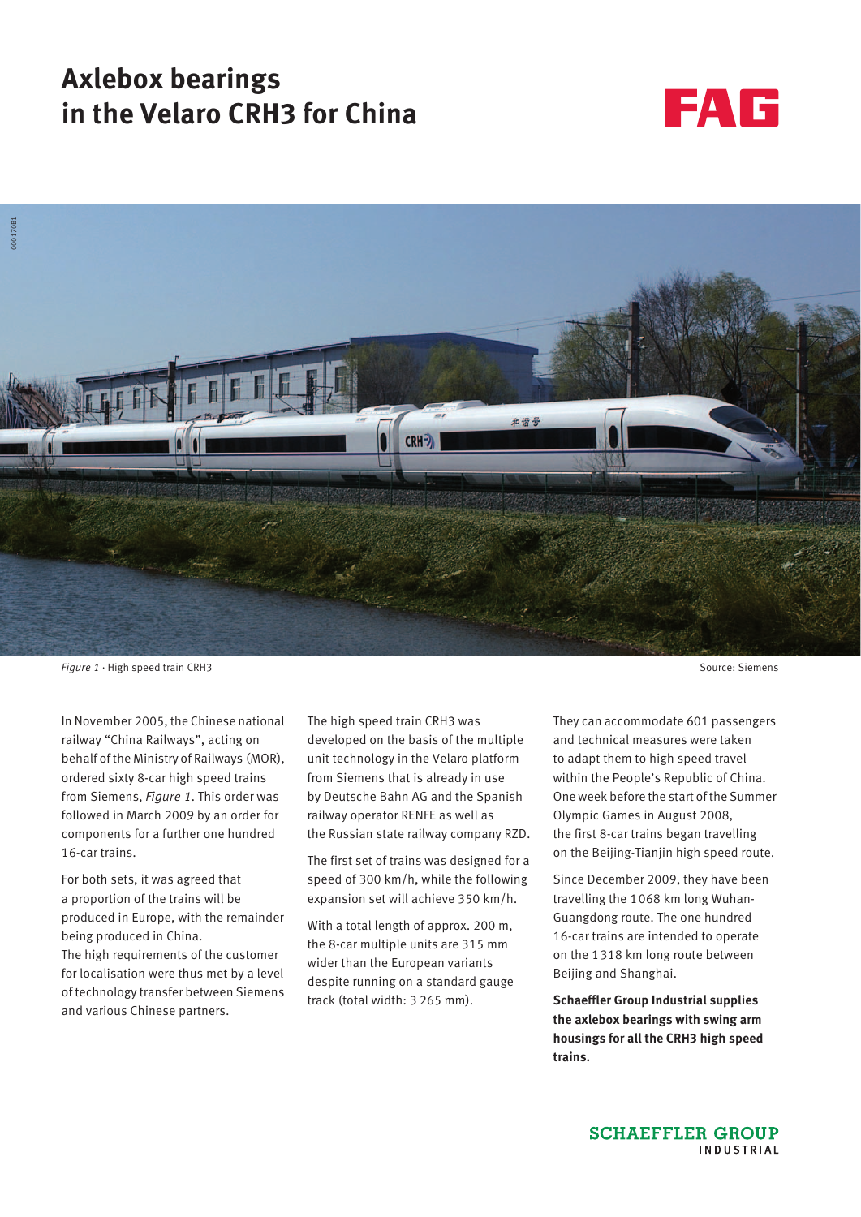# Axlebox bearings in the Velaro CRH3 for China

FAG

*Figure 1* · High speed train CRH3

Source: Siemens

In November 2005, the Chinese national railway "China Railways", acting on behalf of the Ministry of Railways (MOR), ordered sixty 8-car high speed trains from Siemens, *Figure 1*. This order was followed in March 2009 by an order for components for a further one hundred 16-car trains.

For both sets, it was agreed that a proportion of the trains will be produced in Europe, with the remainder being produced in China.
The high requirements of the customer for localisation were thus met by a level of technology transfer between Siemens and various Chinese partners.

The high speed train CRH3 was developed on the basis of the multiple unit technology in the Velaro platform from Siemens that is already in use by Deutsche Bahn AG and the Spanish railway operator RENFE as well as the Russian state railway company RZD.

The first set of trains was designed for a speed of 300 km/h, while the following expansion set will achieve 350 km/h.

With a total length of approx. 200 m, the 8-car multiple units are 315 mm wider than the European variants despite running on a standard gauge track (total width: 3 265 mm).

They can accommodate 601 passengers and technical measures were taken to adapt them to high speed travel within the People's Republic of China. One week before the start of the Summer Olympic Games in August 2008, the first 8-car trains began travelling on the Beijing-Tianjin high speed route.

Since December 2009, they have been travelling the 1068 km long Wuhan-Guangdong route. The one hundred 16-car trains are intended to operate on the 1318 km long route between Beijing and Shanghai.

**Schaeffler Group Industrial supplies the axlebox bearings with swing arm housings for all the CRH3 high speed trains.**

SCHAEFFLER GROUP INDUSTRIAL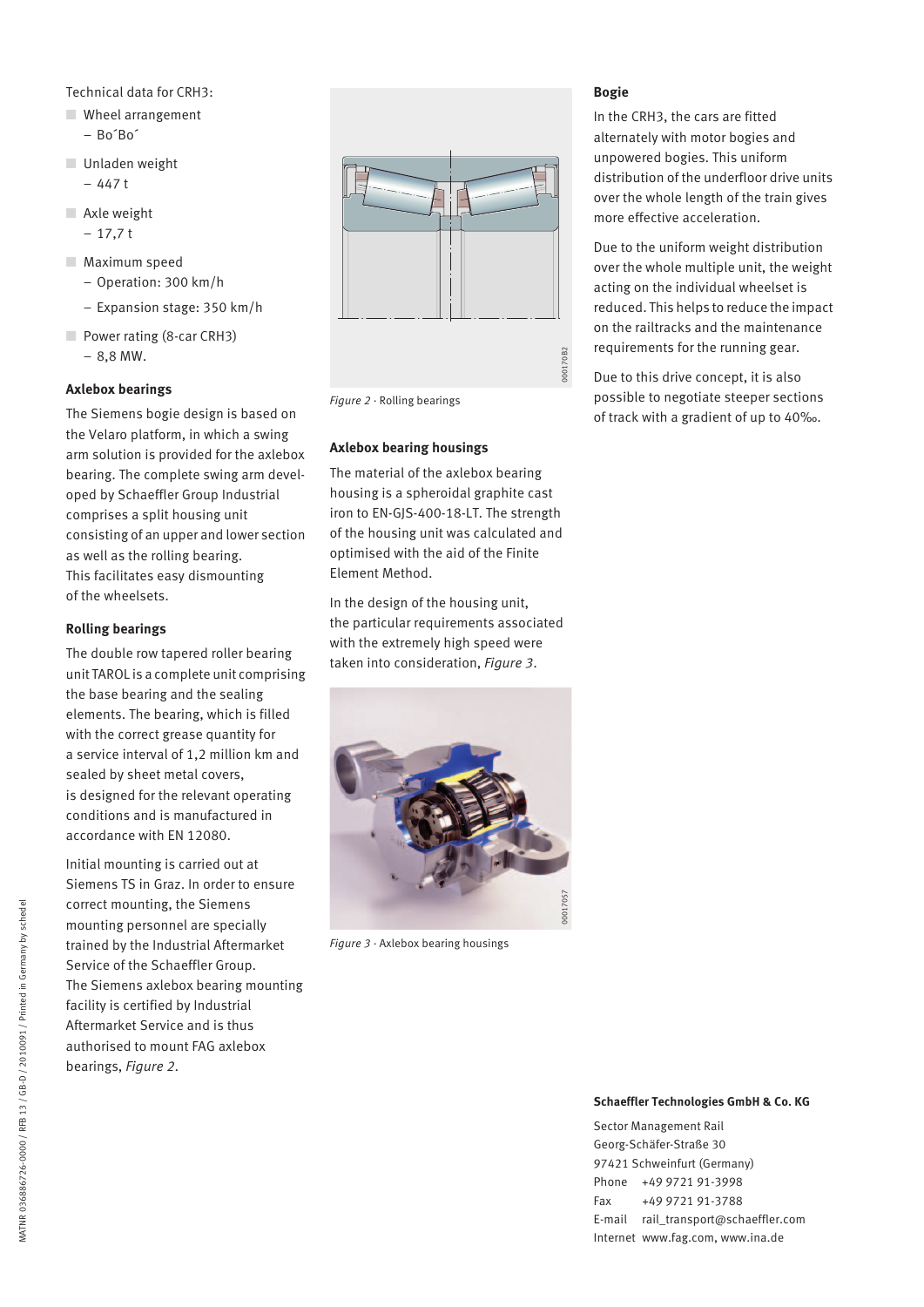Technical data for CRH3:

- Wheel arrangement
  - Bo´Bo´
- Unladen weight
  - 447 t
- Axle weight
  - 17,7 t
- Maximum speed
  - Operation: 300 km/h
  - Expansion stage: 350 km/h
- Power rating (8-car CRH3)
  - 8,8 MW.

### Axlebox bearings

The Siemens bogie design is based on the Velaro platform, in which a swing arm solution is provided for the axlebox bearing. The complete swing arm developed by Schaeffler Group Industrial comprises a split housing unit consisting of an upper and lower section as well as the rolling bearing. This facilitates easy dismounting of the wheelsets.

### Rolling bearings

The double row tapered roller bearing unit TAROL is a complete unit comprising the base bearing and the sealing elements. The bearing, which is filled with the correct grease quantity for a service interval of 1,2 million km and sealed by sheet metal covers, is designed for the relevant operating conditions and is manufactured in accordance with EN 12080.

Initial mounting is carried out at Siemens TS in Graz. In order to ensure correct mounting, the Siemens mounting personnel are specially trained by the Industrial Aftermarket Service of the Schaeffler Group. The Siemens axlebox bearing mounting facility is certified by Industrial Aftermarket Service and is thus authorised to mount FAG axlebox bearings, *Figure 2*.

*Figure 2* · Rolling bearings

### Axlebox bearing housings

The material of the axlebox bearing housing is a spheroidal graphite cast iron to EN-GJS-400-18-LT. The strength of the housing unit was calculated and optimised with the aid of the Finite Element Method.

In the design of the housing unit, the particular requirements associated with the extremely high speed were taken into consideration, *Figure 3*.

*Figure 3* · Axlebox bearing housings

### Bogie

In the CRH3, the cars are fitted alternately with motor bogies and unpowered bogies. This uniform distribution of the underfloor drive units over the whole length of the train gives more effective acceleration.

Due to the uniform weight distribution over the whole multiple unit, the weight acting on the individual wheelset is reduced. This helps to reduce the impact on the railtracks and the maintenance requirements for the running gear.

Due to this drive concept, it is also possible to negotiate steeper sections of track with a gradient of up to 40‰.

**Schaeffler Technologies GmbH & Co. KG**

Sector Management Rail
Georg-Schäfer-Straße 30
97421 Schweinfurt (Germany)
Phone +49 9721 91-3998
Fax +49 9721 91-3788
E-mail rail_transport@schaeffler.com
Internet www.fag.com, www.ina.de

MATNR 036886726-0000 / RFB 13 / GB-D / 2010091 / Printed in Germany by schedel